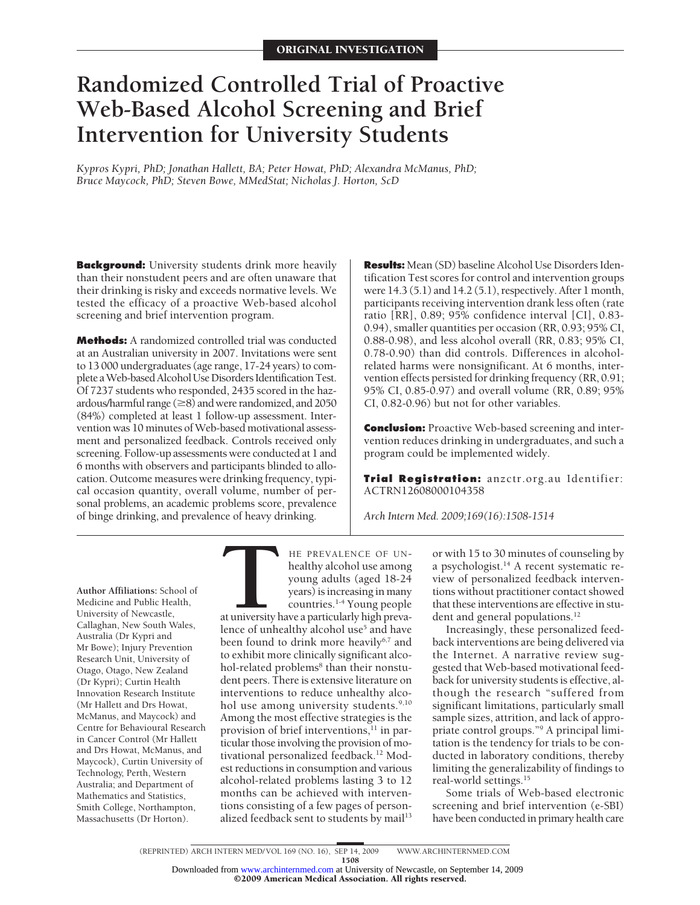ORIGINAL INVESTIGATION

# Randomized Controlled Trial of Proactive Web-Based Alcohol Screening and Brief Intervention for University Students

*Kypros Kypri, PhD; Jonathan Hallett, BA; Peter Howat, PhD; Alexandra McManus, PhD; Bruce Maycock, PhD; Steven Bowe, MMedStat; Nicholas J. Horton, ScD*

**Background:** University students drink more heavily than their nonstudent peers and are often unaware that their drinking is risky and exceeds normative levels. We tested the efficacy of a proactive Web-based alcohol screening and brief intervention program.

**Methods:** A randomized controlled trial was conducted at an Australian university in 2007. Invitations were sent to 13 000 undergraduates (age range, 17-24 years) to complete a Web-based Alcohol Use Disorders Identification Test. Of 7237 students who responded, 2435 scored in the hazardous/harmful range (≥8) and were randomized, and 2050 (84%) completed at least 1 follow-up assessment. Intervention was 10 minutes of Web-based motivational assessment and personalized feedback. Controls received only screening. Follow-up assessments were conducted at 1 and 6 months with observers and participants blinded to allocation. Outcome measures were drinking frequency, typical occasion quantity, overall volume, number of personal problems, an academic problems score, prevalence of binge drinking, and prevalence of heavy drinking.

**Results:** Mean (SD) baseline Alcohol Use Disorders Identification Test scores for control and intervention groups were 14.3 (5.1) and 14.2 (5.1), respectively. After 1 month, participants receiving intervention drank less often (rate ratio [RR], 0.89; 95% confidence interval [CI], 0.83-0.94), smaller quantities per occasion (RR, 0.93; 95% CI, 0.88-0.98), and less alcohol overall (RR, 0.83; 95% CI, 0.78-0.90) than did controls. Differences in alcohol-related harms were nonsignificant. At 6 months, intervention effects persisted for drinking frequency (RR, 0.91; 95% CI, 0.85-0.97) and overall volume (RR, 0.89; 95% CI, 0.82-0.96) but not for other variables.

**Conclusion:** Proactive Web-based screening and intervention reduces drinking in undergraduates, and such a program could be implemented widely.

**Trial Registration:** anzctr.org.au Identifier: ACTRN12608000104358

*Arch Intern Med. 2009;169(16):1508-1514*

**Author Affiliations:** School of Medicine and Public Health, University of Newcastle, Callaghan, New South Wales, Australia (Dr Kypri and Mr Bowe); Injury Prevention Research Unit, University of Otago, Otago, New Zealand (Dr Kypri); Curtin Health Innovation Research Institute (Mr Hallett and Drs Howat, McManus, and Maycock) and Centre for Behavioural Research in Cancer Control (Mr Hallett and Drs Howat, McManus, and Maycock), Curtin University of Technology, Perth, Western Australia; and Department of Mathematics and Statistics, Smith College, Northampton, Massachusetts (Dr Horton).

THE PREVALENCE OF UNhealthy alcohol use among young adults (aged 18-24 years) is increasing in many countries.[1-4] Young people at university have a particularly high prevalence of unhealthy alcohol use[5] and have been found to drink more heavily[6,7] and to exhibit more clinically significant alcohol-related problems[8] than their nonstudent peers. There is extensive literature on interventions to reduce unhealthy alcohol use among university students.[9,10] Among the most effective strategies is the provision of brief interventions,[11] in particular those involving the provision of motivational personalized feedback.[12] Modest reductions in consumption and various alcohol-related problems lasting 3 to 12 months can be achieved with interventions consisting of a few pages of personalized feedback sent to students by mail[13] or with 15 to 30 minutes of counseling by a psychologist.[14] A recent systematic review of personalized feedback interventions without practitioner contact showed that these interventions are effective in student and general populations.[12]

Increasingly, these personalized feedback interventions are being delivered via the Internet. A narrative review suggested that Web-based motivational feedback for university students is effective, although the research "suffered from significant limitations, particularly small sample sizes, attrition, and lack of appropriate control groups."[9] A principal limitation is the tendency for trials to be conducted in laboratory conditions, thereby limiting the generalizability of findings to real-world settings.[15]

Some trials of Web-based electronic screening and brief intervention (e-SBI) have been conducted in primary health care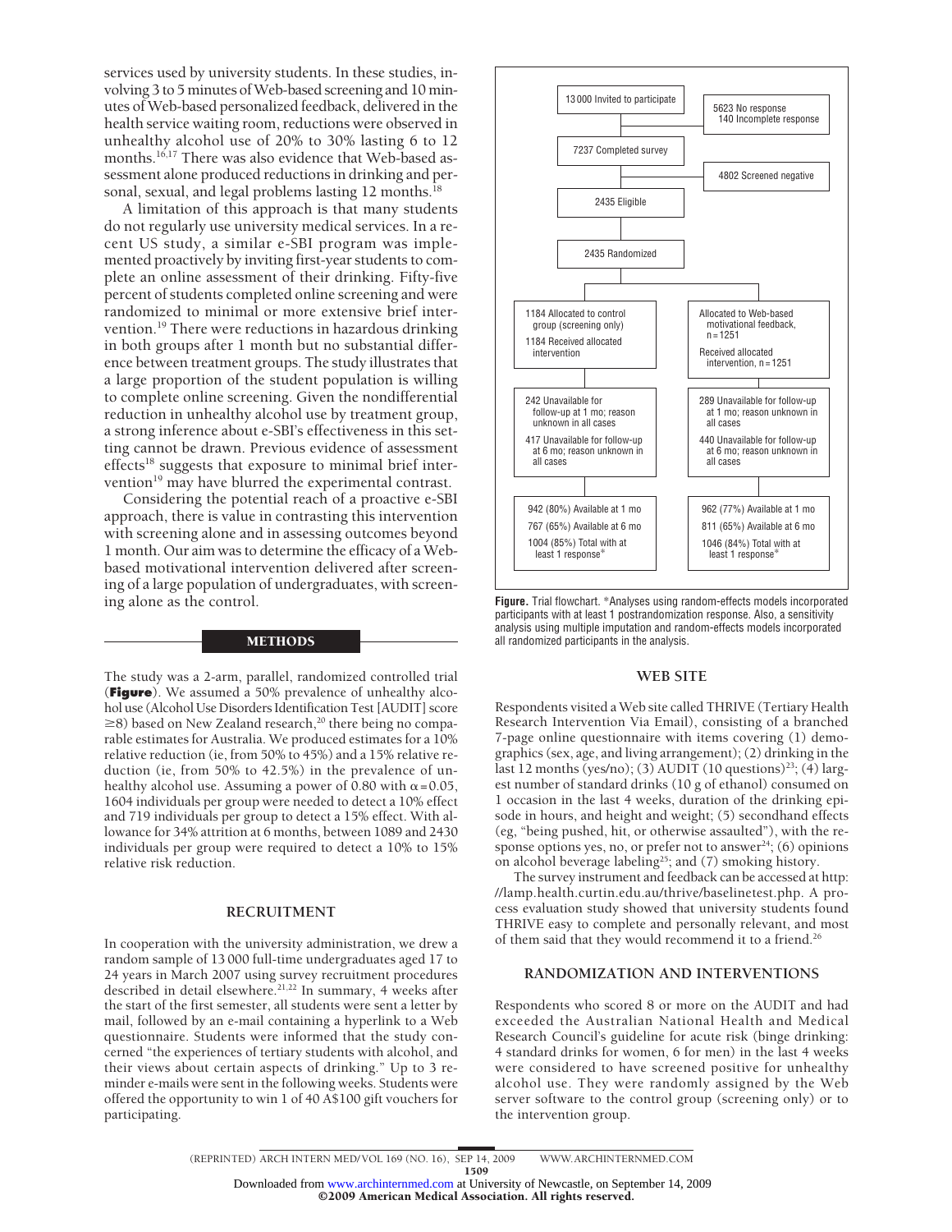services used by university students. In these studies, involving 3 to 5 minutes of Web-based screening and 10 minutes of Web-based personalized feedback, delivered in the health service waiting room, reductions were observed in unhealthy alcohol use of 20% to 30% lasting 6 to 12 months.[16,17] There was also evidence that Web-based assessment alone produced reductions in drinking and personal, sexual, and legal problems lasting 12 months.[18]

A limitation of this approach is that many students do not regularly use university medical services. In a recent US study, a similar e-SBI program was implemented proactively by inviting first-year students to complete an online assessment of their drinking. Fifty-five percent of students completed online screening and were randomized to minimal or more extensive brief intervention.[19] There were reductions in hazardous drinking in both groups after 1 month but no substantial difference between treatment groups. The study illustrates that a large proportion of the student population is willing to complete online screening. Given the nondifferential reduction in unhealthy alcohol use by treatment group, a strong inference about e-SBI's effectiveness in this setting cannot be drawn. Previous evidence of assessment effects[18] suggests that exposure to minimal brief intervention[19] may have blurred the experimental contrast.

Considering the potential reach of a proactive e-SBI approach, there is value in contrasting this intervention with screening alone and in assessing outcomes beyond 1 month. Our aim was to determine the efficacy of a Web-based motivational intervention delivered after screening of a large population of undergraduates, with screening alone as the control.

## METHODS

The study was a 2-arm, parallel, randomized controlled trial (**Figure**). We assumed a 50% prevalence of unhealthy alcohol use (Alcohol Use Disorders Identification Test [AUDIT] score ≥8) based on New Zealand research,[20] there being no comparable estimates for Australia. We produced estimates for a 10% relative reduction (ie, from 50% to 45%) and a 15% relative reduction (ie, from 50% to 42.5%) in the prevalence of unhealthy alcohol use. Assuming a power of 0.80 with $\alpha = 0.05$, 1604 individuals per group were needed to detect a 10% effect and 719 individuals per group to detect a 15% effect. With allowance for 34% attrition at 6 months, between 1089 and 2430 individuals per group were required to detect a 10% to 15% relative risk reduction.

## RECRUITMENT

In cooperation with the university administration, we drew a random sample of 13 000 full-time undergraduates aged 17 to 24 years in March 2007 using survey recruitment procedures described in detail elsewhere.[21,22] In summary, 4 weeks after the start of the first semester, all students were sent a letter by mail, followed by an e-mail containing a hyperlink to a Web questionnaire. Students were informed that the study concerned "the experiences of tertiary students with alcohol, and their views about certain aspects of drinking." Up to 3 reminder e-mails were sent in the following weeks. Students were offered the opportunity to win 1 of 40 A$100 gift vouchers for participating.

13 000 Invited to participate
→ 5623 No response; 140 Incomplete response
7237 Completed survey
→ 4802 Screened negative
2435 Eligible
2435 Randomized

| Control | Intervention |
|---|---|
| 1184 Allocated to control group (screening only); 1184 Received allocated intervention | Allocated to Web-based motivational feedback, n = 1251; Received allocated intervention, n = 1251 |
| 242 Unavailable for follow-up at 1 mo; reason unknown in all cases; 417 Unavailable for follow-up at 6 mo; reason unknown in all cases | 289 Unavailable for follow-up at 1 mo; reason unknown in all cases; 440 Unavailable for follow-up at 6 mo; reason unknown in all cases |
| 942 (80%) Available at 1 mo; 767 (65%) Available at 6 mo; 1004 (85%) Total with at least 1 response* | 962 (77%) Available at 1 mo; 811 (65%) Available at 6 mo; 1046 (84%) Total with at least 1 response* |

**Figure.** Trial flowchart. *Analyses using random-effects models incorporated participants with at least 1 postrandomization response. Also, a sensitivity analysis using multiple imputation and random-effects models incorporated all randomized participants in the analysis.

## WEB SITE

Respondents visited a Web site called THRIVE (Tertiary Health Research Intervention Via Email), consisting of a branched 7-page online questionnaire with items covering (1) demographics (sex, age, and living arrangement); (2) drinking in the last 12 months (yes/no); (3) AUDIT (10 questions)[23]; (4) largest number of standard drinks (10 g of ethanol) consumed on 1 occasion in the last 4 weeks, duration of the drinking episode in hours, and height and weight; (5) secondhand effects (eg, "being pushed, hit, or otherwise assaulted"), with the response options yes, no, or prefer not to answer[24]; (6) opinions on alcohol beverage labeling[25]; and (7) smoking history.

The survey instrument and feedback can be accessed at http://lamp.health.curtin.edu.au/thrive/baselinetest.php. A process evaluation study showed that university students found THRIVE easy to complete and personally relevant, and most of them said that they would recommend it to a friend.[26]

## RANDOMIZATION AND INTERVENTIONS

Respondents who scored 8 or more on the AUDIT and had exceeded the Australian National Health and Medical Research Council's guideline for acute risk (binge drinking: 4 standard drinks for women, 6 for men) in the last 4 weeks were considered to have screened positive for unhealthy alcohol use. They were randomly assigned by the Web server software to the control group (screening only) or to the intervention group.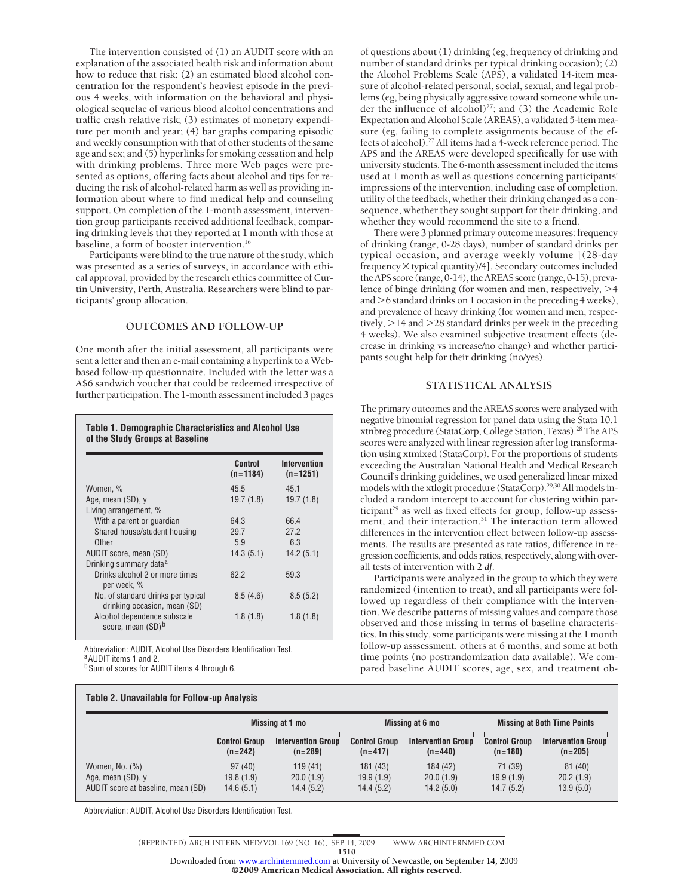The intervention consisted of (1) an AUDIT score with an explanation of the associated health risk and information about how to reduce that risk; (2) an estimated blood alcohol concentration for the respondent's heaviest episode in the previous 4 weeks, with information on the behavioral and physiological sequelae of various blood alcohol concentrations and traffic crash relative risk; (3) estimates of monetary expenditure per month and year; (4) bar graphs comparing episodic and weekly consumption with that of other students of the same age and sex; and (5) hyperlinks for smoking cessation and help with drinking problems. Three more Web pages were presented as options, offering facts about alcohol and tips for reducing the risk of alcohol-related harm as well as providing information about where to find medical help and counseling support. On completion of the 1-month assessment, intervention group participants received additional feedback, comparing drinking levels that they reported at 1 month with those at baseline, a form of booster intervention.[16]

Participants were blind to the true nature of the study, which was presented as a series of surveys, in accordance with ethical approval, provided by the research ethics committee of Curtin University, Perth, Australia. Researchers were blind to participants' group allocation.

## OUTCOMES AND FOLLOW-UP

One month after the initial assessment, all participants were sent a letter and then an e-mail containing a hyperlink to a Web-based follow-up questionnaire. Included with the letter was a A$6 sandwich voucher that could be redeemed irrespective of further participation. The 1-month assessment included 3 pages of questions about (1) drinking (eg, frequency of drinking and number of standard drinks per typical drinking occasion); (2) the Alcohol Problems Scale (APS), a validated 14-item measure of alcohol-related personal, social, sexual, and legal problems (eg, being physically aggressive toward someone while under the influence of alcohol)[27]; and (3) the Academic Role Expectation and Alcohol Scale (AREAS), a validated 5-item measure (eg, failing to complete assignments because of the effects of alcohol).[27] All items had a 4-week reference period. The APS and the AREAS were developed specifically for use with university students. The 6-month assessment included the items used at 1 month as well as questions concerning participants' impressions of the intervention, including ease of completion, utility of the feedback, whether their drinking changed as a consequence, whether they sought support for their drinking, and whether they would recommend the site to a friend.

There were 3 planned primary outcome measures: frequency of drinking (range, 0-28 days), number of standard drinks per typical occasion, and average weekly volume [(28-day frequency × typical quantity)/4]. Secondary outcomes included the APS score (range, 0-14), the AREAS score (range, 0-15), prevalence of binge drinking (for women and men, respectively, >4 and >6 standard drinks on 1 occasion in the preceding 4 weeks), and prevalence of heavy drinking (for women and men, respectively, >14 and >28 standard drinks per week in the preceding 4 weeks). We also examined subjective treatment effects (decrease in drinking vs increase/no change) and whether participants sought help for their drinking (no/yes).

**Table 1. Demographic Characteristics and Alcohol Use of the Study Groups at Baseline**

| | Control (n=1184) | Intervention (n=1251) |
|---|---|---|
| Women, % | 45.5 | 45.1 |
| Age, mean (SD), y | 19.7 (1.8) | 19.7 (1.8) |
| Living arrangement, % | | |
| With a parent or guardian | 64.3 | 66.4 |
| Shared house/student housing | 29.7 | 27.2 |
| Other | 5.9 | 6.3 |
| AUDIT score, mean (SD) | 14.3 (5.1) | 14.2 (5.1) |
| Drinking summary data[a] | | |
| Drinks alcohol 2 or more times per week, % | 62.2 | 59.3 |
| No. of standard drinks per typical drinking occasion, mean (SD) | 8.5 (4.6) | 8.5 (5.2) |
| Alcohol dependence subscale score, mean (SD)[b] | 1.8 (1.8) | 1.8 (1.8) |

Abbreviation: AUDIT, Alcohol Use Disorders Identification Test.
[a] AUDIT items 1 and 2.
[b] Sum of scores for AUDIT items 4 through 6.

## STATISTICAL ANALYSIS

The primary outcomes and the AREAS scores were analyzed with negative binomial regression for panel data using the Stata 10.1 xtnbreg procedure (StataCorp, College Station, Texas).[28] The APS scores were analyzed with linear regression after log transformation using xtmixed (StataCorp). For the proportions of students exceeding the Australian National Health and Medical Research Council's drinking guidelines, we used generalized linear mixed models with the xtlogit procedure (StataCorp).[29,30] All models included a random intercept to account for clustering within participant[29] as well as fixed effects for group, follow-up assessment, and their interaction.[31] The interaction term allowed differences in the intervention effect between follow-up assessments. The results are presented as rate ratios, difference in regression coefficients, and odds ratios, respectively, along with overall tests of intervention with 2 *df*.

Participants were analyzed in the group to which they were randomized (intention to treat), and all participants were followed up regardless of their compliance with the intervention. We describe patterns of missing values and compare those observed and those missing in terms of baseline characteristics. In this study, some participants were missing at the 1 month follow-up asssessment, others at 6 months, and some at both time points (no postrandomization data available). We compared baseline AUDIT scores, age, sex, and treatment ob-

**Table 2. Unavailable for Follow-up Analysis**

| | Missing at 1 mo | | Missing at 6 mo | | Missing at Both Time Points | |
|---|---|---|---|---|---|---|
| | Control Group (n=242) | Intervention Group (n=289) | Control Group (n=417) | Intervention Group (n=440) | Control Group (n=180) | Intervention Group (n=205) |
| Women, No. (%) | 97 (40) | 119 (41) | 181 (43) | 184 (42) | 71 (39) | 81 (40) |
| Age, mean (SD), y | 19.8 (1.9) | 20.0 (1.9) | 19.9 (1.9) | 20.0 (1.9) | 19.9 (1.9) | 20.2 (1.9) |
| AUDIT score at baseline, mean (SD) | 14.6 (5.1) | 14.4 (5.2) | 14.4 (5.2) | 14.2 (5.0) | 14.7 (5.2) | 13.9 (5.0) |

Abbreviation: AUDIT, Alcohol Use Disorders Identification Test.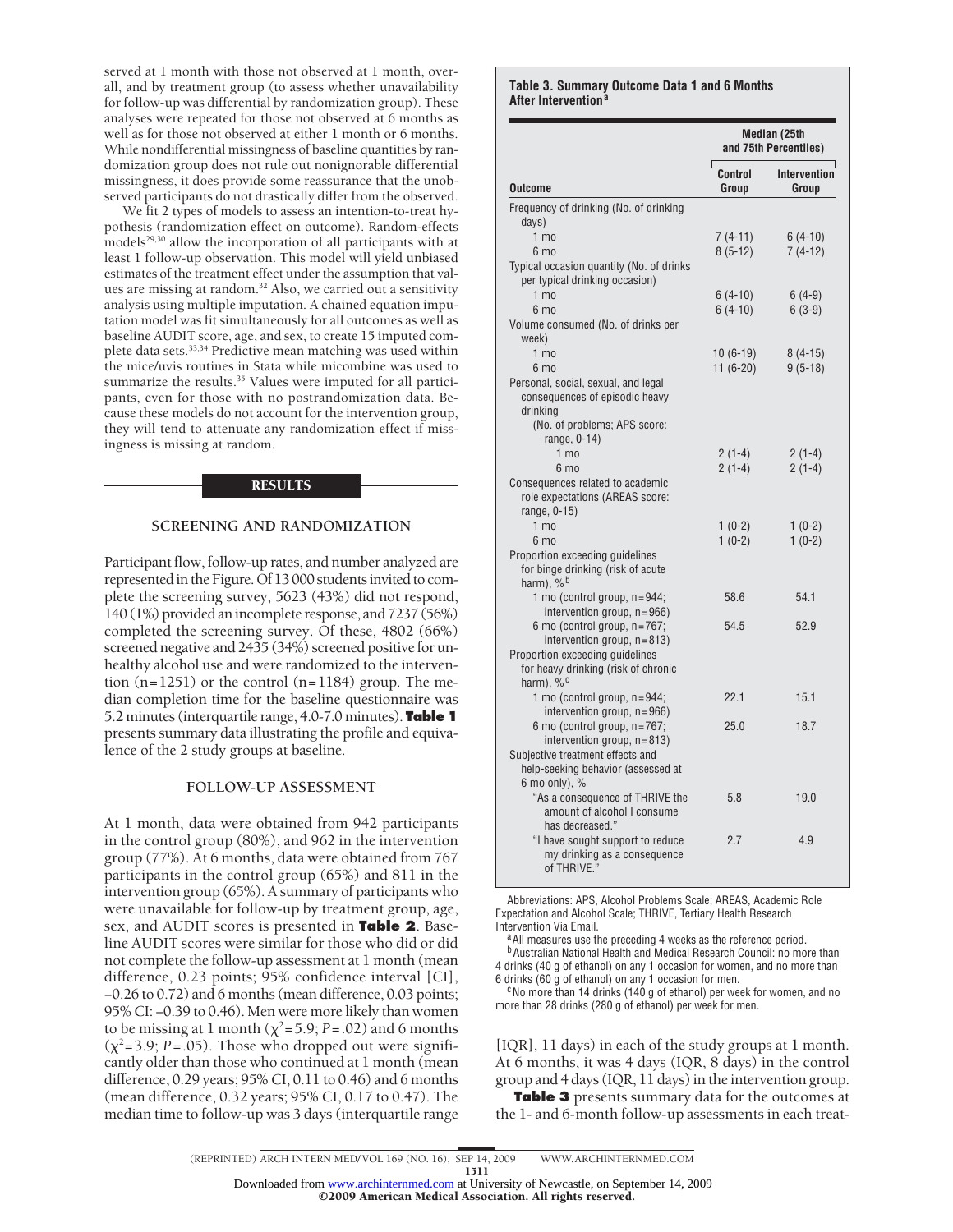served at 1 month with those not observed at 1 month, overall, and by treatment group (to assess whether unavailability for follow-up was differential by randomization group). These analyses were repeated for those not observed at 6 months as well as for those not observed at either 1 month or 6 months. While nondifferential missingness of baseline quantities by randomization group does not rule out nonignorable differential missingness, it does provide some reassurance that the unobserved participants do not drastically differ from the observed.

We fit 2 types of models to assess an intention-to-treat hypothesis (randomization effect on outcome). Random-effects models[29,30] allow the incorporation of all participants with at least 1 follow-up observation. This model will yield unbiased estimates of the treatment effect under the assumption that values are missing at random.[32] Also, we carried out a sensitivity analysis using multiple imputation. A chained equation imputation model was fit simultaneously for all outcomes as well as baseline AUDIT score, age, and sex, to create 15 imputed complete data sets.[33,34] Predictive mean matching was used within the mice/uvis routines in Stata while micombine was used to summarize the results.[35] Values were imputed for all participants, even for those with no postrandomization data. Because these models do not account for the intervention group, they will tend to attenuate any randomization effect if missingness is missing at random.

## RESULTS

### SCREENING AND RANDOMIZATION

Participant flow, follow-up rates, and number analyzed are represented in the Figure. Of 13 000 students invited to complete the screening survey, 5623 (43%) did not respond, 140 (1%) provided an incomplete response, and 7237 (56%) completed the screening survey. Of these, 4802 (66%) screened negative and 2435 (34%) screened positive for unhealthy alcohol use and were randomized to the intervention (n = 1251) or the control (n = 1184) group. The median completion time for the baseline questionnaire was 5.2 minutes (interquartile range, 4.0-7.0 minutes). **Table 1** presents summary data illustrating the profile and equivalence of the 2 study groups at baseline.

### FOLLOW-UP ASSESSMENT

At 1 month, data were obtained from 942 participants in the control group (80%), and 962 in the intervention group (77%). At 6 months, data were obtained from 767 participants in the control group (65%) and 811 in the intervention group (65%). A summary of participants who were unavailable for follow-up by treatment group, age, sex, and AUDIT scores is presented in **Table 2**. Baseline AUDIT scores were similar for those who did or did not complete the follow-up assessment at 1 month (mean difference, 0.23 points; 95% confidence interval [CI], −0.26 to 0.72) and 6 months (mean difference, 0.03 points; 95% CI: −0.39 to 0.46). Men were more likely than women to be missing at 1 month ($\chi^2$ = 5.9; $P$ = .02) and 6 months ($\chi^2$ = 3.9; $P$ = .05). Those who dropped out were significantly older than those who continued at 1 month (mean difference, 0.29 years; 95% CI, 0.11 to 0.46) and 6 months (mean difference, 0.32 years; 95% CI, 0.17 to 0.47). The median time to follow-up was 3 days (interquartile range [IQR], 11 days) in each of the study groups at 1 month. At 6 months, it was 4 days (IQR, 8 days) in the control group and 4 days (IQR, 11 days) in the intervention group.

**Table 3** presents summary data for the outcomes at the 1- and 6-month follow-up assessments in each treat-

**Table 3. Summary Outcome Data 1 and 6 Months After Intervention[a]**

| Outcome | Median (25th and 75th Percentiles) | |
|---|---|---|
| | Control Group | Intervention Group |
| Frequency of drinking (No. of drinking days) | | |
| 1 mo | 7 (4-11) | 6 (4-10) |
| 6 mo | 8 (5-12) | 7 (4-12) |
| Typical occasion quantity (No. of drinks per typical drinking occasion) | | |
| 1 mo | 6 (4-10) | 6 (4-9) |
| 6 mo | 6 (4-10) | 6 (3-9) |
| Volume consumed (No. of drinks per week) | | |
| 1 mo | 10 (6-19) | 8 (4-15) |
| 6 mo | 11 (6-20) | 9 (5-18) |
| Personal, social, sexual, and legal consequences of episodic heavy drinking (No. of problems; APS score: range, 0-14) | | |
| 1 mo | 2 (1-4) | 2 (1-4) |
| 6 mo | 2 (1-4) | 2 (1-4) |
| Consequences related to academic role expectations (AREAS score: range, 0-15) | | |
| 1 mo | 1 (0-2) | 1 (0-2) |
| 6 mo | 1 (0-2) | 1 (0-2) |
| Proportion exceeding guidelines for binge drinking (risk of acute harm), %[b] | | |
| 1 mo (control group, n = 944; intervention group, n = 966) | 58.6 | 54.1 |
| 6 mo (control group, n = 767; intervention group, n = 813) | 54.5 | 52.9 |
| Proportion exceeding guidelines for heavy drinking (risk of chronic harm), %[c] | | |
| 1 mo (control group, n = 944; intervention group, n = 966) | 22.1 | 15.1 |
| 6 mo (control group, n = 767; intervention group, n = 813) | 25.0 | 18.7 |
| Subjective treatment effects and help-seeking behavior (assessed at 6 mo only), % | | |
| "As a consequence of THRIVE the amount of alcohol I consume has decreased." | 5.8 | 19.0 |
| "I have sought support to reduce my drinking as a consequence of THRIVE." | 2.7 | 4.9 |

Abbreviations: APS, Alcohol Problems Scale; AREAS, Academic Role Expectation and Alcohol Scale; THRIVE, Tertiary Health Research Intervention Via Email.

[a] All measures use the preceding 4 weeks as the reference period.

[b] Australian National Health and Medical Research Council: no more than 4 drinks (40 g of ethanol) on any 1 occasion for women, and no more than 6 drinks (60 g of ethanol) on any 1 occasion for men.

[c] No more than 14 drinks (140 g of ethanol) per week for women, and no more than 28 drinks (280 g of ethanol) per week for men.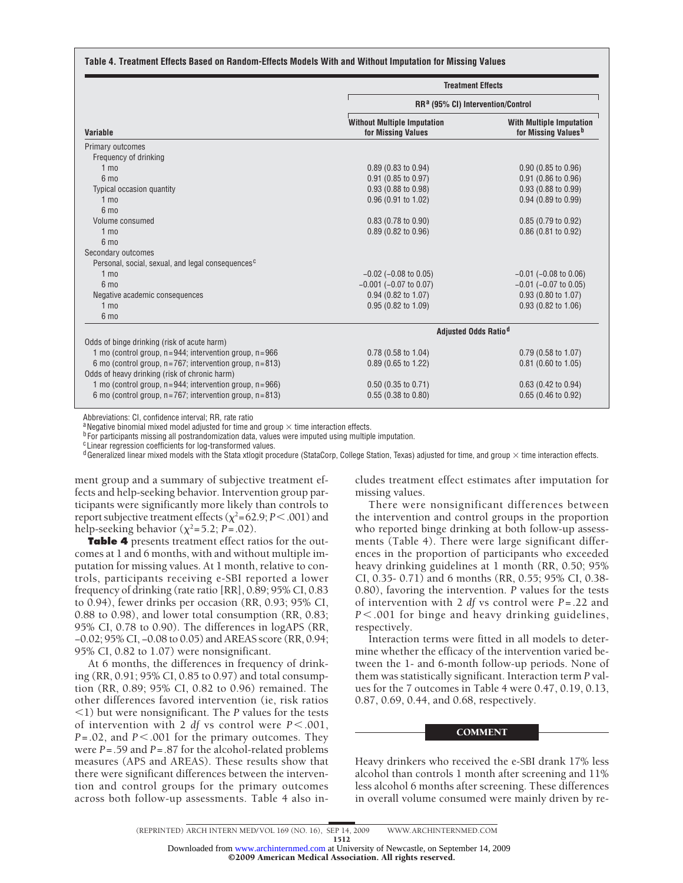**Table 4. Treatment Effects Based on Random-Effects Models With and Without Imputation for Missing Values**

| Variable | Treatment Effects | |
|---|---|---|
| | RR[a] (95% CI) Intervention/Control | |
| | Without Multiple Imputation for Missing Values | With Multiple Imputation for Missing Values[b] |
| Primary outcomes | | |
| Frequency of drinking | | |
| 1 mo | 0.89 (0.83 to 0.94) | 0.90 (0.85 to 0.96) |
| 6 mo | 0.91 (0.85 to 0.97) | 0.91 (0.86 to 0.96) |
| Typical occasion quantity | 0.93 (0.88 to 0.98) | 0.93 (0.88 to 0.99) |
| 1 mo | 0.96 (0.91 to 1.02) | 0.94 (0.89 to 0.99) |
| 6 mo | | |
| Volume consumed | 0.83 (0.78 to 0.90) | 0.85 (0.79 to 0.92) |
| 1 mo | 0.89 (0.82 to 0.96) | 0.86 (0.81 to 0.92) |
| 6 mo | | |
| Secondary outcomes | | |
| Personal, social, sexual, and legal consequences[c] | | |
| 1 mo | −0.02 (−0.08 to 0.05) | −0.01 (−0.08 to 0.06) |
| 6 mo | −0.001 (−0.07 to 0.07) | −0.01 (−0.07 to 0.05) |
| Negative academic consequences | 0.94 (0.82 to 1.07) | 0.93 (0.80 to 1.07) |
| 1 mo | 0.95 (0.82 to 1.09) | 0.93 (0.82 to 1.06) |
| 6 mo | | |
| | Adjusted Odds Ratio[d] | |
| Odds of binge drinking (risk of acute harm) | | |
| 1 mo (control group, n=944; intervention group, n=966 | 0.78 (0.58 to 1.04) | 0.79 (0.58 to 1.07) |
| 6 mo (control group, n=767; intervention group, n=813) | 0.89 (0.65 to 1.22) | 0.81 (0.60 to 1.05) |
| Odds of heavy drinking (risk of chronic harm) | | |
| 1 mo (control group, n=944; intervention group, n=966) | 0.50 (0.35 to 0.71) | 0.63 (0.42 to 0.94) |
| 6 mo (control group, n=767; intervention group, n=813) | 0.55 (0.38 to 0.80) | 0.65 (0.46 to 0.92) |

Abbreviations: CI, confidence interval; RR, rate ratio

[a] Negative binomial mixed model adjusted for time and group × time interaction effects.

[b] For participants missing all postrandomization data, values were imputed using multiple imputation.

[c] Linear regression coefficients for log-transformed values.

[d] Generalized linear mixed models with the Stata xtlogit procedure (StataCorp, College Station, Texas) adjusted for time, and group × time interaction effects.

ment group and a summary of subjective treatment effects and help-seeking behavior. Intervention group participants were significantly more likely than controls to report subjective treatment effects ($\chi^2$=62.9; $P<.001$) and help-seeking behavior ($\chi^2$=5.2; $P$=.02).

**Table 4** presents treatment effect ratios for the outcomes at 1 and 6 months, with and without multiple imputation for missing values. At 1 month, relative to controls, participants receiving e-SBI reported a lower frequency of drinking (rate ratio [RR], 0.89; 95% CI, 0.83 to 0.94), fewer drinks per occasion (RR, 0.93; 95% CI, 0.88 to 0.98), and lower total consumption (RR, 0.83; 95% CI, 0.78 to 0.90). The differences in logAPS (RR, −0.02; 95% CI, −0.08 to 0.05) and AREAS score (RR, 0.94; 95% CI, 0.82 to 1.07) were nonsignificant.

At 6 months, the differences in frequency of drinking (RR, 0.91; 95% CI, 0.85 to 0.97) and total consumption (RR, 0.89; 95% CI, 0.82 to 0.96) remained. The other differences favored intervention (ie, risk ratios <1) but were nonsignificant. The *P* values for the tests of intervention with 2 *df* vs control were $P<.001$, $P$=.02, and $P<.001$ for the primary outcomes. They were $P$=.59 and $P$=.87 for the alcohol-related problems measures (APS and AREAS). These results show that there were significant differences between the intervention and control groups for the primary outcomes across both follow-up assessments. Table 4 also includes treatment effect estimates after imputation for missing values.

There were nonsignificant differences between the intervention and control groups in the proportion who reported binge drinking at both follow-up assessments (Table 4). There were large significant differences in the proportion of participants who exceeded heavy drinking guidelines at 1 month (RR, 0.50; 95% CI, 0.35- 0.71) and 6 months (RR, 0.55; 95% CI, 0.38- 0.80), favoring the intervention. *P* values for the tests of intervention with 2 *df* vs control were $P$=.22 and $P<.001$ for binge and heavy drinking guidelines, respectively.

Interaction terms were fitted in all models to determine whether the efficacy of the intervention varied between the 1- and 6-month follow-up periods. None of them was statistically significant. Interaction term *P* values for the 7 outcomes in Table 4 were 0.47, 0.19, 0.13, 0.87, 0.69, 0.44, and 0.68, respectively.

## COMMENT

Heavy drinkers who received the e-SBI drank 17% less alcohol than controls 1 month after screening and 11% less alcohol 6 months after screening. These differences in overall volume consumed were mainly driven by re-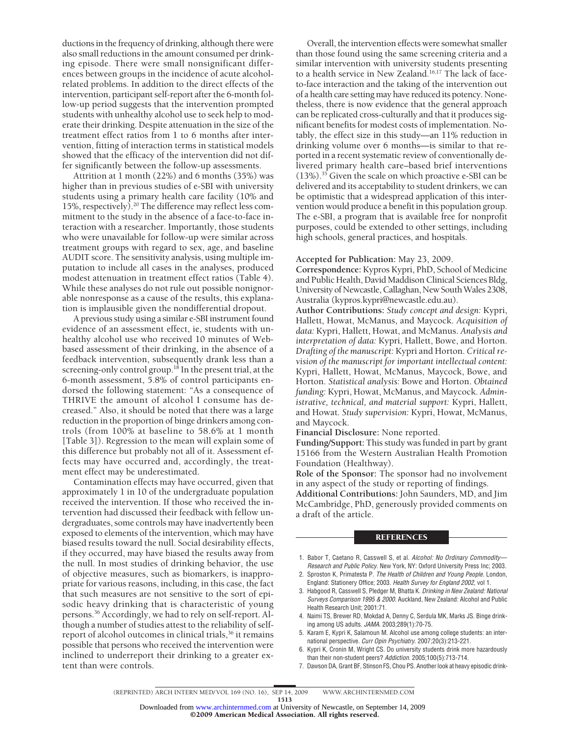ductions in the frequency of drinking, although there were also small reductions in the amount consumed per drinking episode. There were small nonsignificant differences between groups in the incidence of acute alcohol-related problems. In addition to the direct effects of the intervention, participant self-report after the 6-month follow-up period suggests that the intervention prompted students with unhealthy alcohol use to seek help to moderate their drinking. Despite attenuation in the size of the treatment effect ratios from 1 to 6 months after intervention, fitting of interaction terms in statistical models showed that the efficacy of the intervention did not differ significantly between the follow-up assessments.

Attrition at 1 month (22%) and 6 months (35%) was higher than in previous studies of e-SBI with university students using a primary health care facility (10% and 15%, respectively).[20] The difference may reflect less commitment to the study in the absence of a face-to-face interaction with a researcher. Importantly, those students who were unavailable for follow-up were similar across treatment groups with regard to sex, age, and baseline AUDIT score. The sensitivity analysis, using multiple imputation to include all cases in the analyses, produced modest attenuation in treatment effect ratios (Table 4). While these analyses do not rule out possible nonignorable nonresponse as a cause of the results, this explanation is implausible given the nondifferential dropout.

A previous study using a similar e-SBI instrument found evidence of an assessment effect, ie, students with unhealthy alcohol use who received 10 minutes of Web-based assessment of their drinking, in the absence of a feedback intervention, subsequently drank less than a screening-only control group.[18] In the present trial, at the 6-month assessment, 5.8% of control participants endorsed the following statement: "As a consequence of THRIVE the amount of alcohol I consume has decreased." Also, it should be noted that there was a large reduction in the proportion of binge drinkers among controls (from 100% at baseline to 58.6% at 1 month [Table 3]). Regression to the mean will explain some of this difference but probably not all of it. Assessment effects may have occurred and, accordingly, the treatment effect may be underestimated.

Contamination effects may have occurred, given that approximately 1 in 10 of the undergraduate population received the intervention. If those who received the intervention had discussed their feedback with fellow undergraduates, some controls may have inadvertently been exposed to elements of the intervention, which may have biased results toward the null. Social desirability effects, if they occurred, may have biased the results away from the null. In most studies of drinking behavior, the use of objective measures, such as biomarkers, is inappropriate for various reasons, including, in this case, the fact that such measures are not sensitive to the sort of episodic heavy drinking that is characteristic of young persons.[36] Accordingly, we had to rely on self-report. Although a number of studies attest to the reliability of self-report of alcohol outcomes in clinical trials,[36] it remains possible that persons who received the intervention were inclined to underreport their drinking to a greater extent than were controls.

Overall, the intervention effects were somewhat smaller than those found using the same screening criteria and a similar intervention with university students presenting to a health service in New Zealand.[16,17] The lack of face-to-face interaction and the taking of the intervention out of a health care setting may have reduced its potency. Nonetheless, there is now evidence that the general approach can be replicated cross-culturally and that it produces significant benefits for modest costs of implementation. Notably, the effect size in this study—an 11% reduction in drinking volume over 6 months—is similar to that reported in a recent systematic review of conventionally delivered primary health care–based brief interventions (13%).[35] Given the scale on which proactive e-SBI can be delivered and its acceptability to student drinkers, we can be optimistic that a widespread application of this intervention would produce a benefit in this population group. The e-SBI, a program that is available free for nonprofit purposes, could be extended to other settings, including high schools, general practices, and hospitals.

**Accepted for Publication:** May 23, 2009.

**Correspondence:** Kypros Kypri, PhD, School of Medicine and Public Health, David Maddison Clinical Sciences Bldg, University of Newcastle, Callaghan, New South Wales 2308, Australia (kypros.kypri@newcastle.edu.au).

**Author Contributions:** *Study concept and design:* Kypri, Hallett, Howat, McManus, and Maycock. *Acquisition of data:* Kypri, Hallett, Howat, and McManus. *Analysis and interpretation of data:* Kypri, Hallett, Bowe, and Horton. *Drafting of the manuscript:* Kypri and Horton. *Critical revision of the manuscript for important intellectual content:* Kypri, Hallett, Howat, McManus, Maycock, Bowe, and Horton. *Statistical analysis:* Bowe and Horton. *Obtained funding:* Kypri, Howat, McManus, and Maycock. *Administrative, technical, and material support:* Kypri, Hallett, and Howat. *Study supervision:* Kypri, Howat, McManus, and Maycock.

**Financial Disclosure:** None reported.

**Funding/Support:** This study was funded in part by grant 15166 from the Western Australian Health Promotion Foundation (Healthway).

**Role of the Sponsor:** The sponsor had no involvement in any aspect of the study or reporting of findings.

**Additional Contributions:** John Saunders, MD, and Jim McCambridge, PhD, generously provided comments on a draft of the article.

## REFERENCES

1. Babor T, Caetano R, Casswell S, et al. *Alcohol: No Ordinary Commodity—Research and Public Policy*. New York, NY: Oxford University Press Inc; 2003.
2. Sproston K, Primatesta P. *The Health of Children and Young People*. London, England: Stationery Office; 2003. *Health Survey for England 2002*, vol 1.
3. Habgood R, Casswell S, Pledger M, Bhatta K. *Drinking in New Zealand: National Surveys Comparison 1995 & 2000*. Auckland, New Zealand: Alcohol and Public Health Research Unit; 2001:71.
4. Naimi TS, Brewer RD, Mokdad A, Denny C, Serdula MK, Marks JS. Binge drinking among US adults. *JAMA*. 2003;289(1):70-75.
5. Karam E, Kypri K, Salamoun M. Alcohol use among college students: an international perspective. *Curr Opin Psychiatry*. 2007;20(3):213-221.
6. Kypri K, Cronin M, Wright CS. Do university students drink more hazardously than their non-student peers? *Addiction*. 2005;100(5):713-714.
7. Dawson DA, Grant BF, Stinson FS, Chou PS. Another look at heavy episodic drink-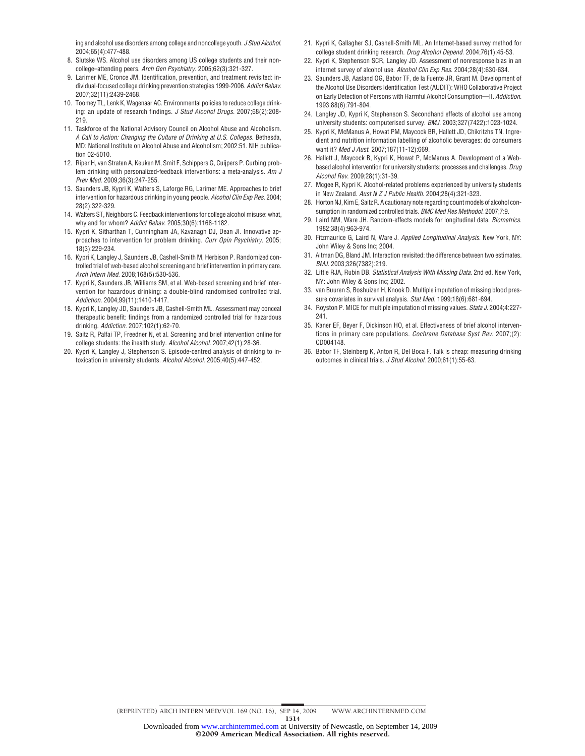ing and alcohol use disorders among college and noncollege youth. *J Stud Alcohol*. 2004;65(4):477-488.

8. Slutske WS. Alcohol use disorders among US college students and their noncollege–attending peers. *Arch Gen Psychiatry*. 2005;62(3):321-327.
9. Larimer ME, Cronce JM. Identification, prevention, and treatment revisited: individual-focused college drinking prevention strategies 1999-2006. *Addict Behav*. 2007;32(11):2439-2468.
10. Toomey TL, Lenk K, Wagenaar AC. Environmental policies to reduce college drinking: an update of research findings. *J Stud Alcohol Drugs*. 2007;68(2):208-219.
11. Taskforce of the National Advisory Council on Alcohol Abuse and Alcoholism. *A Call to Action: Changing the Culture of Drinking at U.S. Colleges*. Bethesda, MD: National Institute on Alcohol Abuse and Alcoholism; 2002:51. NIH publication 02-5010.
12. Riper H, van Straten A, Keuken M, Smit F, Schippers G, Cuijpers P. Curbing problem drinking with personalized-feedback interventions: a meta-analysis. *Am J Prev Med*. 2009;36(3):247-255.
13. Saunders JB, Kypri K, Walters S, Laforge RG, Larimer ME. Approaches to brief intervention for hazardous drinking in young people. *Alcohol Clin Exp Res*. 2004;28(2):322-329.
14. Walters ST, Neighbors C. Feedback interventions for college alcohol misuse: what, why and for whom? *Addict Behav*. 2005;30(6):1168-1182.
15. Kypri K, Sitharthan T, Cunningham JA, Kavanagh DJ, Dean JI. Innovative approaches to intervention for problem drinking. *Curr Opin Psychiatry*. 2005;18(3):229-234.
16. Kypri K, Langley J, Saunders JB, Cashell-Smith M, Herbison P. Randomized controlled trial of web-based alcohol screening and brief intervention in primary care. *Arch Intern Med*. 2008;168(5):530-536.
17. Kypri K, Saunders JB, Williams SM, et al. Web-based screening and brief intervention for hazardous drinking: a double-blind randomised controlled trial. *Addiction*. 2004;99(11):1410-1417.
18. Kypri K, Langley JD, Saunders JB, Cashell-Smith ML. Assessment may conceal therapeutic benefit: findings from a randomized controlled trial for hazardous drinking. *Addiction*. 2007;102(1):62-70.
19. Saitz R, Palfai TP, Freedner N, et al. Screening and brief intervention online for college students: the ihealth study. *Alcohol Alcohol*. 2007;42(1):28-36.
20. Kypri K, Langley J, Stephenson S. Episode-centred analysis of drinking to intoxication in university students. *Alcohol Alcohol*. 2005;40(5):447-452.
21. Kypri K, Gallagher SJ, Cashell-Smith ML. An Internet-based survey method for college student drinking research. *Drug Alcohol Depend*. 2004;76(1):45-53.
22. Kypri K, Stephenson SCR, Langley JD. Assessment of nonresponse bias in an internet survey of alcohol use. *Alcohol Clin Exp Res*. 2004;28(4):630-634.
23. Saunders JB, Aasland OG, Babor TF, de la Fuente JR, Grant M. Development of the Alcohol Use Disorders Identification Test (AUDIT): WHO Collaborative Project on Early Detection of Persons with Harmful Alcohol Consumption—II. *Addiction*. 1993;88(6):791-804.
24. Langley JD, Kypri K, Stephenson S. Secondhand effects of alcohol use among university students: computerised survey. *BMJ*. 2003;327(7422):1023-1024.
25. Kypri K, McManus A, Howat PM, Maycock BR, Hallett JD, Chikritzhs TN. Ingredient and nutrition information labelling of alcoholic beverages: do consumers want it? *Med J Aust*. 2007;187(11-12):669.
26. Hallett J, Maycock B, Kypri K, Howat P, McManus A. Development of a Web-based alcohol intervention for university students: processes and challenges. *Drug Alcohol Rev*. 2009;28(1):31-39.
27. Mcgee R, Kypri K. Alcohol-related problems experienced by university students in New Zealand. *Aust N Z J Public Health*. 2004;28(4):321-323.
28. Horton NJ, Kim E, Saitz R. A cautionary note regarding count models of alcohol consumption in randomized controlled trials. *BMC Med Res Methodol*. 2007;7:9.
29. Laird NM, Ware JH. Random-effects models for longitudinal data. *Biometrics*. 1982;38(4):963-974.
30. Fitzmaurice G, Laird N, Ware J. *Applied Longitudinal Analysis*. New York, NY: John Wiley & Sons Inc; 2004.
31. Altman DG, Bland JM. Interaction revisited: the difference between two estimates. *BMJ*. 2003;326(7382):219.
32. Little RJA, Rubin DB. *Statistical Analysis With Missing Data*. 2nd ed. New York, NY: John Wiley & Sons Inc; 2002.
33. van Buuren S, Boshuizen H, Knook D. Multiple imputation of missing blood pressure covariates in survival analysis. *Stat Med*. 1999;18(6):681-694.
34. Royston P. MICE for multiple imputation of missing values. *Stata J*. 2004;4:227-241.
35. Kaner EF, Beyer F, Dickinson HO, et al. Effectiveness of brief alcohol interventions in primary care populations. *Cochrane Database Syst Rev*. 2007;(2):CD004148.
36. Babor TF, Steinberg K, Anton R, Del Boca F. Talk is cheap: measuring drinking outcomes in clinical trials. *J Stud Alcohol*. 2000;61(1):55-63.